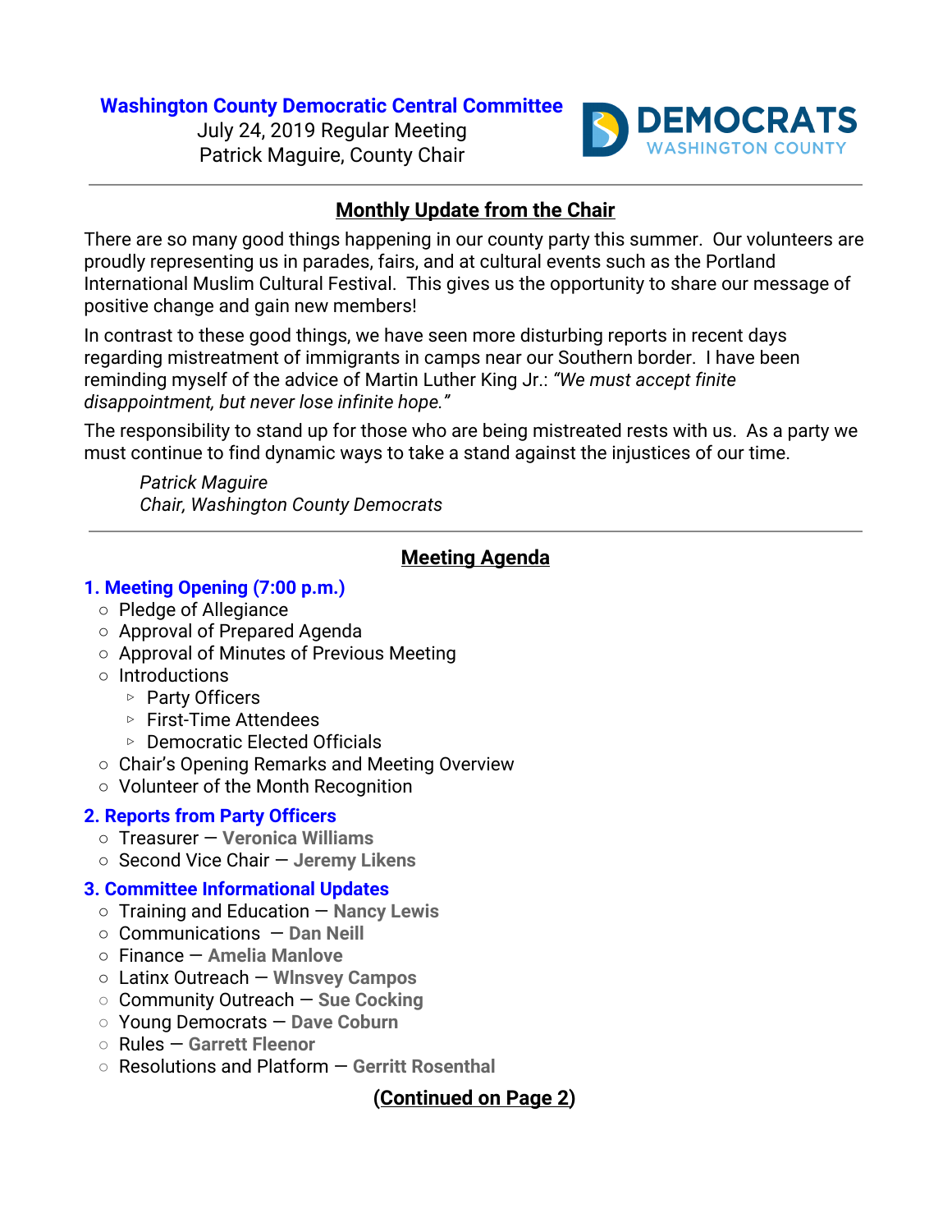**Washington County Democratic Central Committee**
July 24, 2019 Regular Meeting
Patrick Maguire, County Chair

DEMOCRATS
WASHINGTON COUNTY

---

## Monthly Update from the Chair

There are so many good things happening in our county party this summer. Our volunteers are proudly representing us in parades, fairs, and at cultural events such as the Portland International Muslim Cultural Festival. This gives us the opportunity to share our message of positive change and gain new members!

In contrast to these good things, we have seen more disturbing reports in recent days regarding mistreatment of immigrants in camps near our Southern border. I have been reminding myself of the advice of Martin Luther King Jr.: *"We must accept finite disappointment, but never lose infinite hope."*

The responsibility to stand up for those who are being mistreated rests with us. As a party we must continue to find dynamic ways to take a stand against the injustices of our time.

*Patrick Maguire*
*Chair, Washington County Democrats*

---

## Meeting Agenda

### 1. Meeting Opening (7:00 p.m.)

- Pledge of Allegiance
- Approval of Prepared Agenda
- Approval of Minutes of Previous Meeting
- Introductions
  - Party Officers
  - First-Time Attendees
  - Democratic Elected Officials
- Chair's Opening Remarks and Meeting Overview
- Volunteer of the Month Recognition

### 2. Reports from Party Officers

- Treasurer — **Veronica Williams**
- Second Vice Chair — **Jeremy Likens**

### 3. Committee Informational Updates

- Training and Education — **Nancy Lewis**
- Communications — **Dan Neill**
- Finance — **Amelia Manlove**
- Latinx Outreach — **Wlnsvey Campos**
- Community Outreach — **Sue Cocking**
- Young Democrats — **Dave Coburn**
- Rules — **Garrett Fleenor**
- Resolutions and Platform — **Gerritt Rosenthal**

**(Continued on Page 2)**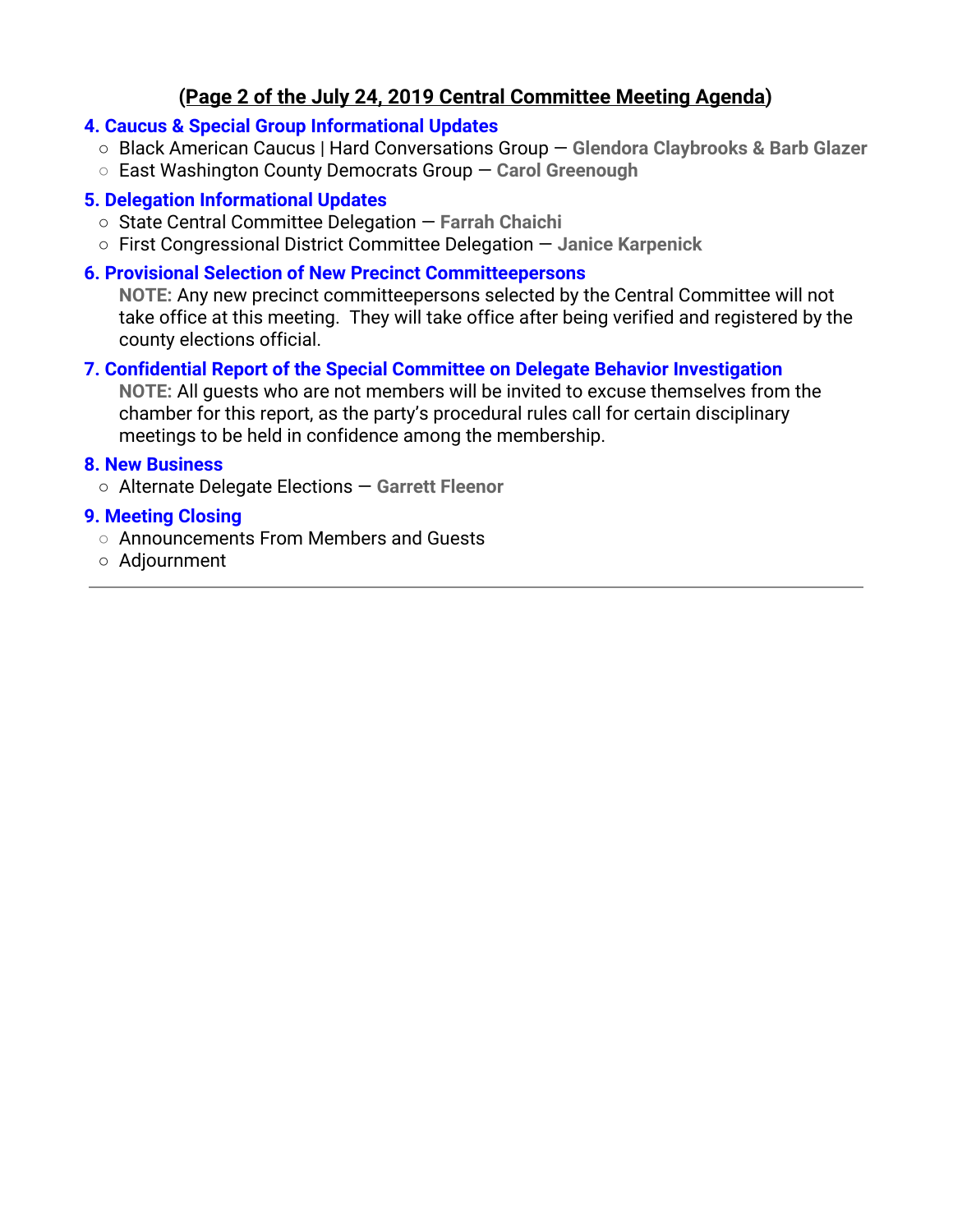**(Page 2 of the July 24, 2019 Central Committee Meeting Agenda)**

### 4. Caucus & Special Group Informational Updates

- Black American Caucus | Hard Conversations Group — **Glendora Claybrooks & Barb Glazer**
- East Washington County Democrats Group — **Carol Greenough**

### 5. Delegation Informational Updates

- State Central Committee Delegation — **Farrah Chaichi**
- First Congressional District Committee Delegation — **Janice Karpenick**

### 6. Provisional Selection of New Precinct Committeepersons

**NOTE:** Any new precinct committeepersons selected by the Central Committee will not take office at this meeting. They will take office after being verified and registered by the county elections official.

### 7. Confidential Report of the Special Committee on Delegate Behavior Investigation

**NOTE:** All guests who are not members will be invited to excuse themselves from the chamber for this report, as the party's procedural rules call for certain disciplinary meetings to be held in confidence among the membership.

### 8. New Business

- Alternate Delegate Elections — **Garrett Fleenor**

### 9. Meeting Closing

- Announcements From Members and Guests
- Adjournment

---